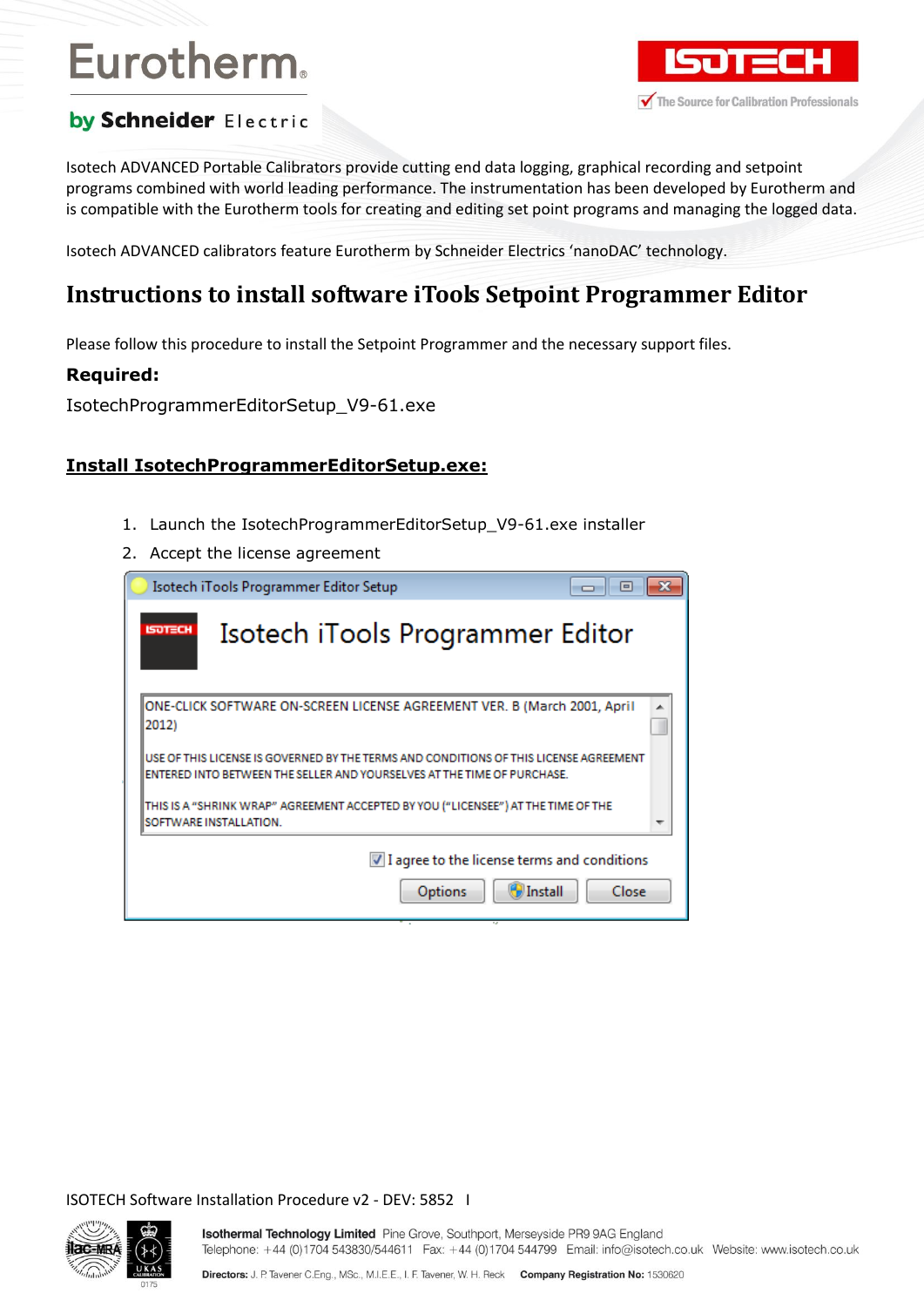Isotech ADVANCED Portable Calibrators provide cutting end data logging, graphical recording and setpoint programs combined with world leading performance. The instrumentation has been developed by Eurotherm and is compatible with the Eurotherm tools for creating and editing set point programs and managing the logged data.

Isotech ADVANCED calibrators feature Eurotherm by Schneider Electrics 'nanoDAC' technology.

# Instructions to install software iTools Setpoint Programmer Editor

Please follow this procedure to install the Setpoint Programmer and the necessary support files.

**Required:**

IsotechProgrammerEditorSetup_V9-61.exe

## Install IsotechProgrammerEditorSetup.exe:

1. Launch the IsotechProgrammerEditorSetup_V9-61.exe installer
2. Accept the license agreement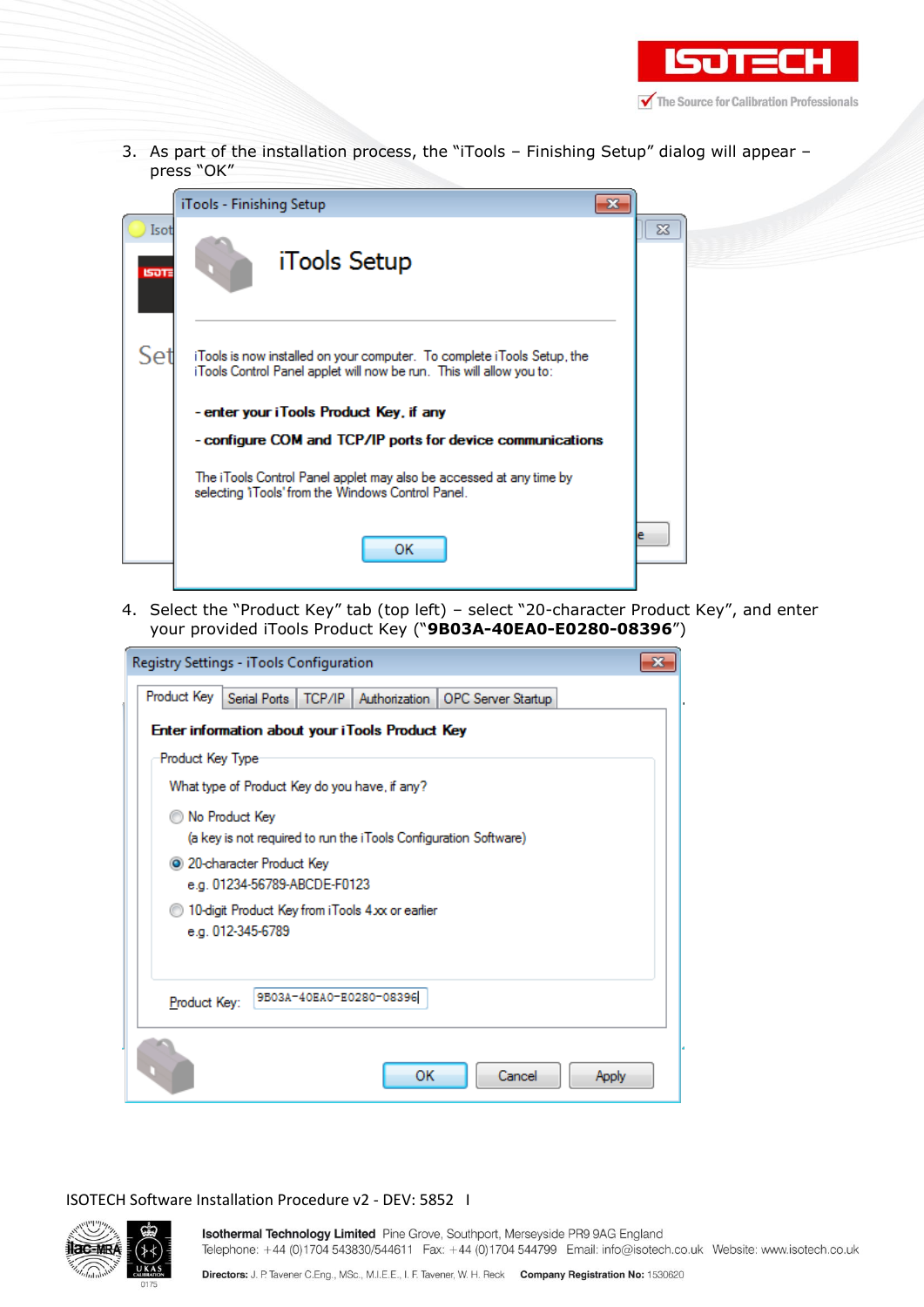3. As part of the installation process, the "iTools – Finishing Setup" dialog will appear – press "OK"

4. Select the "Product Key" tab (top left) – select "20-character Product Key", and enter your provided iTools Product Key ("**9B03A-40EA0-E0280-08396**")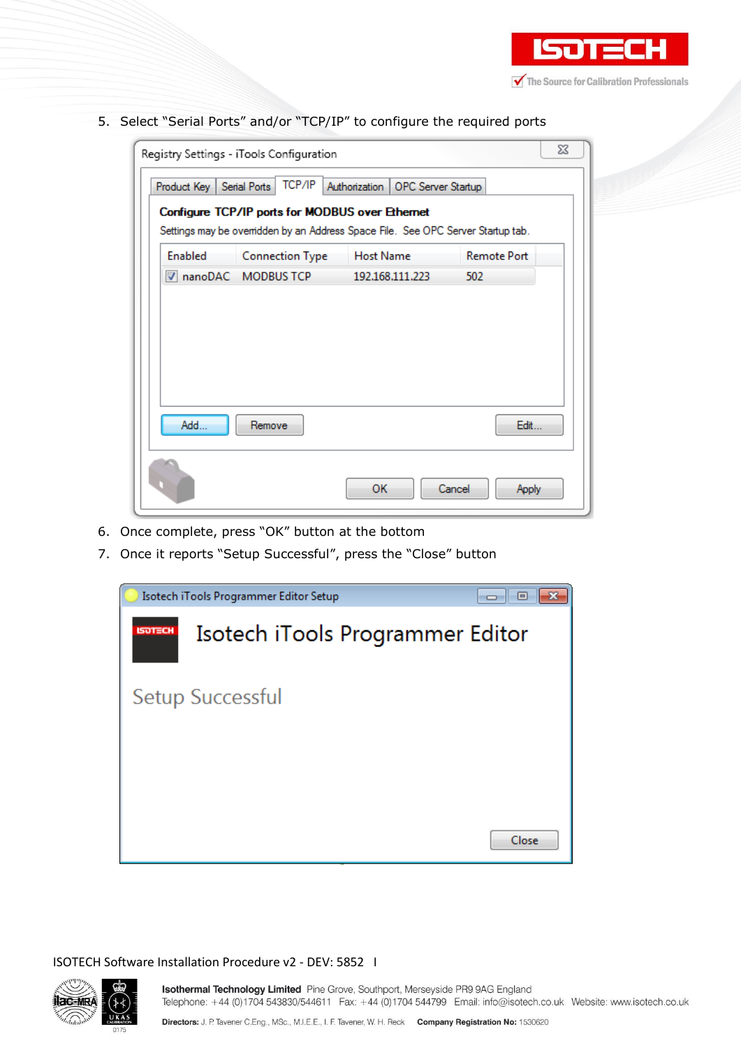5. Select “Serial Ports” and/or “TCP/IP” to configure the required ports

6. Once complete, press “OK” button at the bottom
7. Once it reports “Setup Successful”, press the “Close” button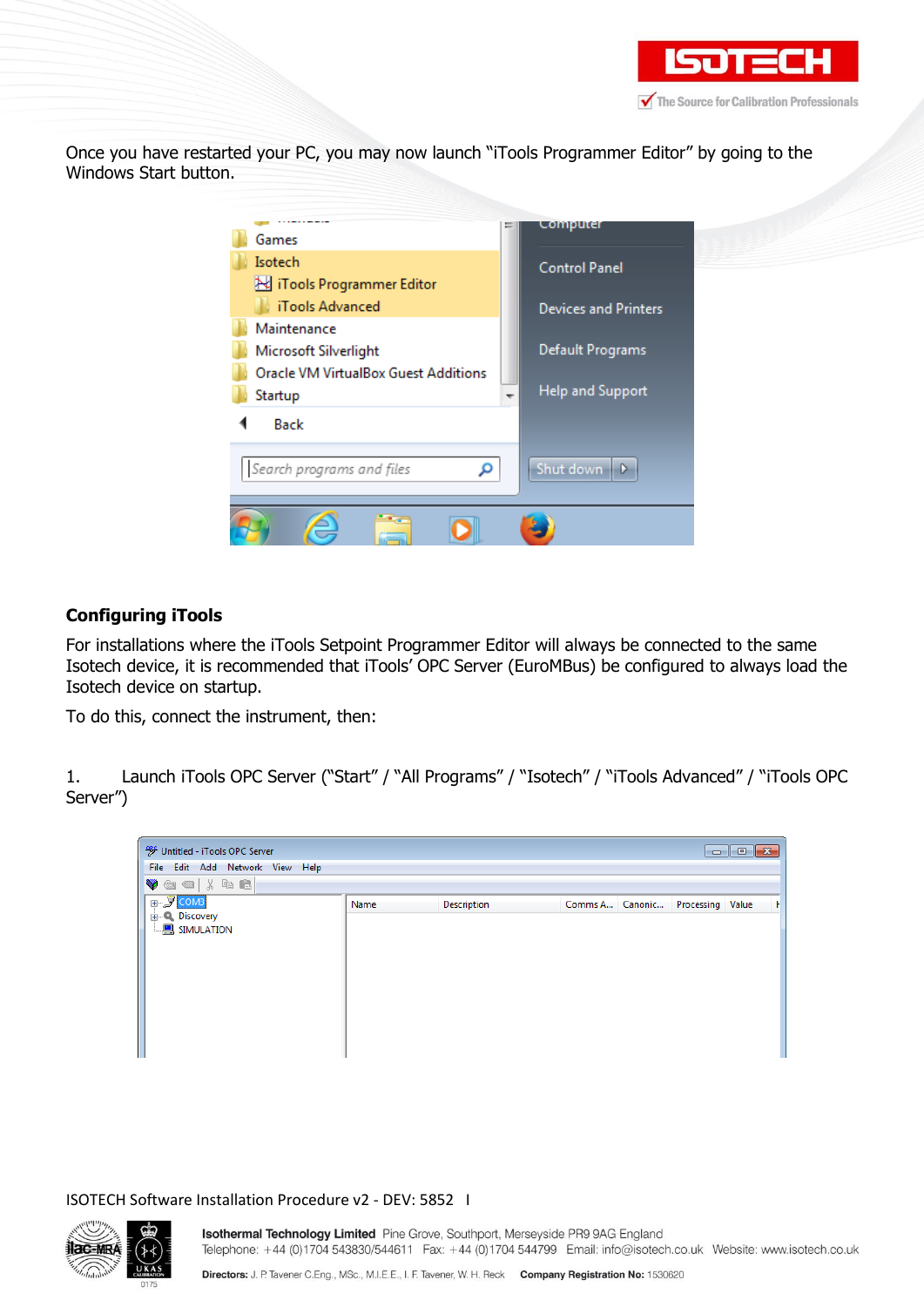Once you have restarted your PC, you may now launch “iTools Programmer Editor” by going to the Windows Start button.

## Configuring iTools

For installations where the iTools Setpoint Programmer Editor will always be connected to the same Isotech device, it is recommended that iTools’ OPC Server (EuroMBus) be configured to always load the Isotech device on startup.

To do this, connect the instrument, then:

1. Launch iTools OPC Server (“Start” / “All Programs” / “Isotech” / “iTools Advanced” / “iTools OPC Server”)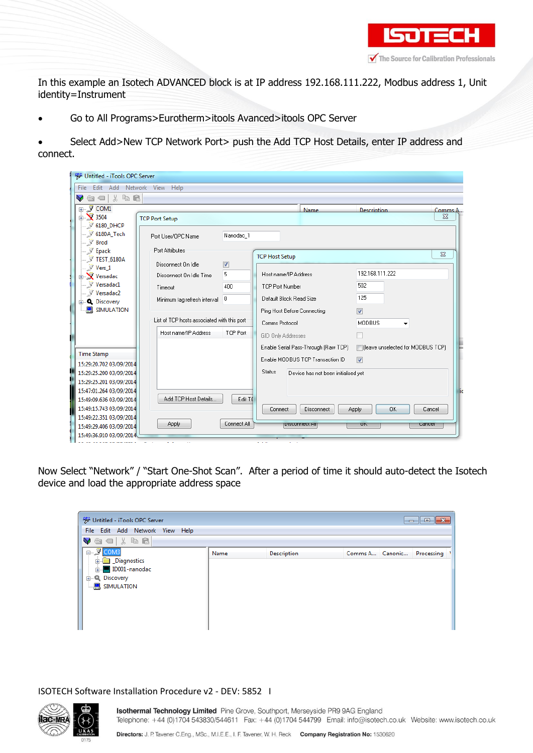In this example an Isotech ADVANCED block is at IP address 192.168.111.222, Modbus address 1, Unit identity=Instrument

- Go to All Programs>Eurotherm>itools Avanced>itools OPC Server
- Select Add>New TCP Network Port> push the Add TCP Host Details, enter IP address and connect.

Now Select "Network" / "Start One-Shot Scan". After a period of time it should auto-detect the Isotech device and load the appropriate address space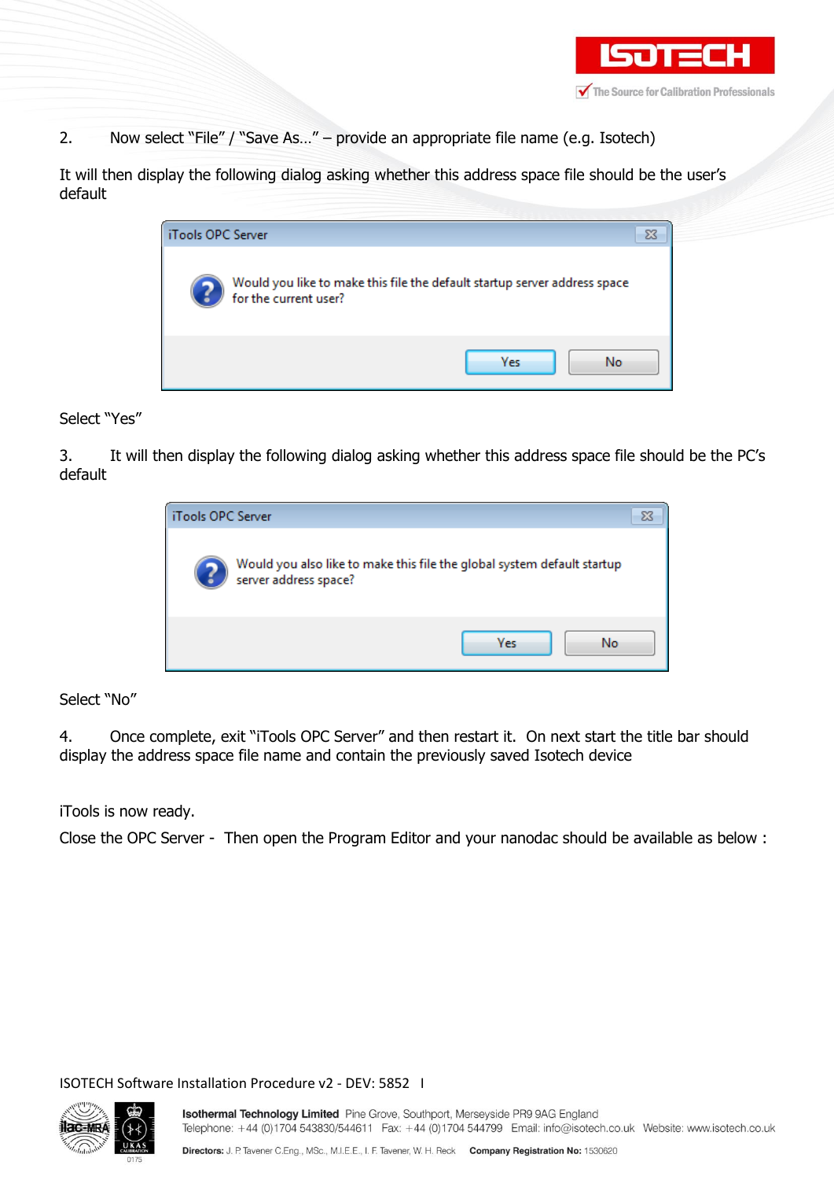2. Now select "File" / "Save As…" – provide an appropriate file name (e.g. Isotech)

It will then display the following dialog asking whether this address space file should be the user's default

iTools OPC Server

Would you like to make this file the default startup server address space for the current user?

Yes No

Select "Yes"

3. It will then display the following dialog asking whether this address space file should be the PC's default

iTools OPC Server

Would you also like to make this file the global system default startup server address space?

Yes No

Select "No"

4. Once complete, exit "iTools OPC Server" and then restart it. On next start the title bar should display the address space file name and contain the previously saved Isotech device

iTools is now ready.

Close the OPC Server - Then open the Program Editor and your nanodac should be available as below :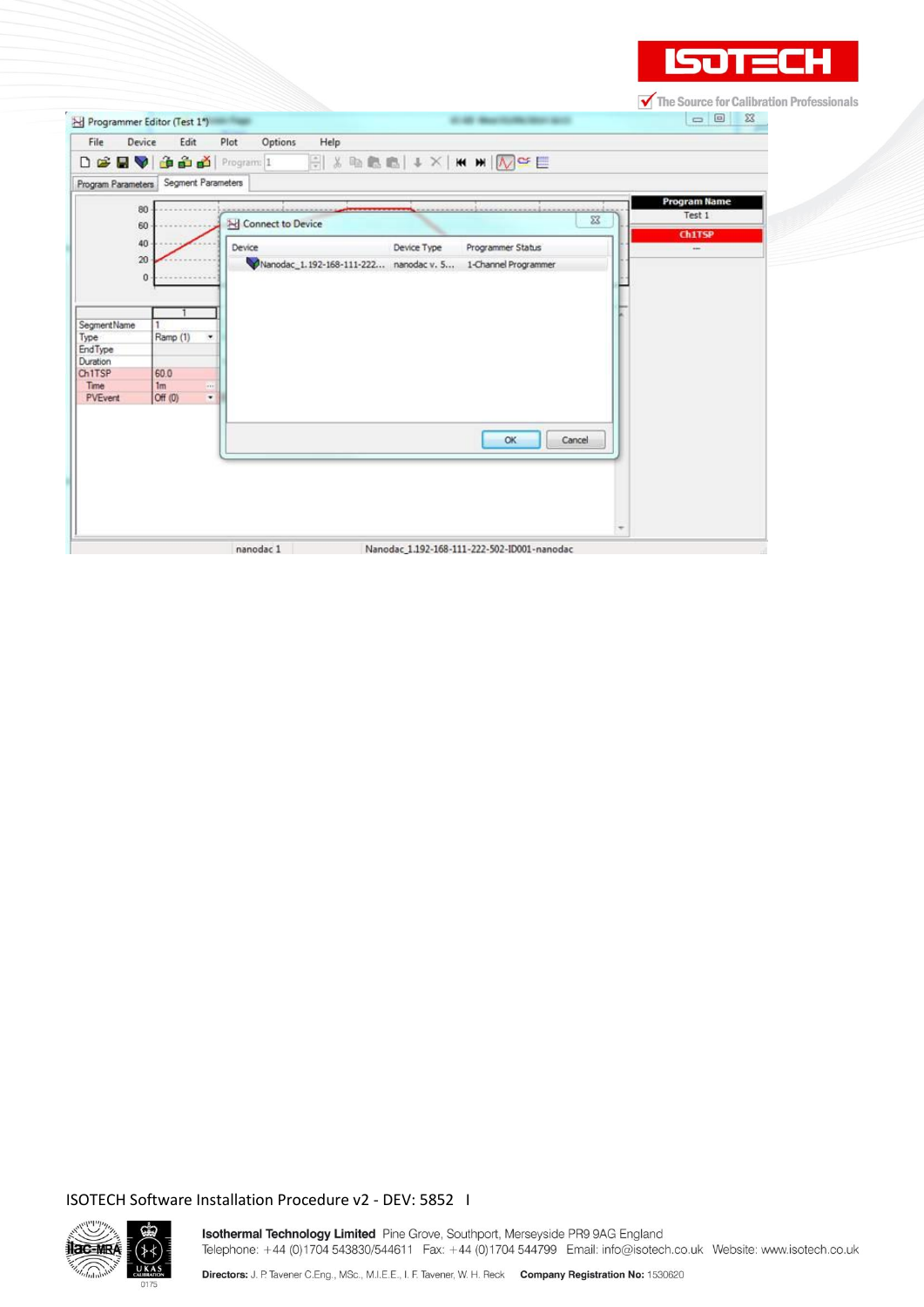Programmer Editor (Test 1*)

File Device Edit Plot Options Help

Program Parameters | Segment Parameters

80
60
40
20
0

| | 1 |
|---|---|
| SegmentName | 1 |
| Type | Ramp (1) |
| EndType | |
| Duration | |
| Ch1TSP | 60.0 |
| Time | 1m |
| PVEvent | Off (0) |

Connect to Device

| Device | Device Type | Programmer Status |
|---|---|---|
| Nanodac_1.192-168-111-222... | nanodac v. 5... | 1-Channel Programmer |

OK Cancel

Program Name
Test 1
Ch1TSP
—

nanodac 1 | Nanodac_1.192-168-111-222-502-ID001-nanodac